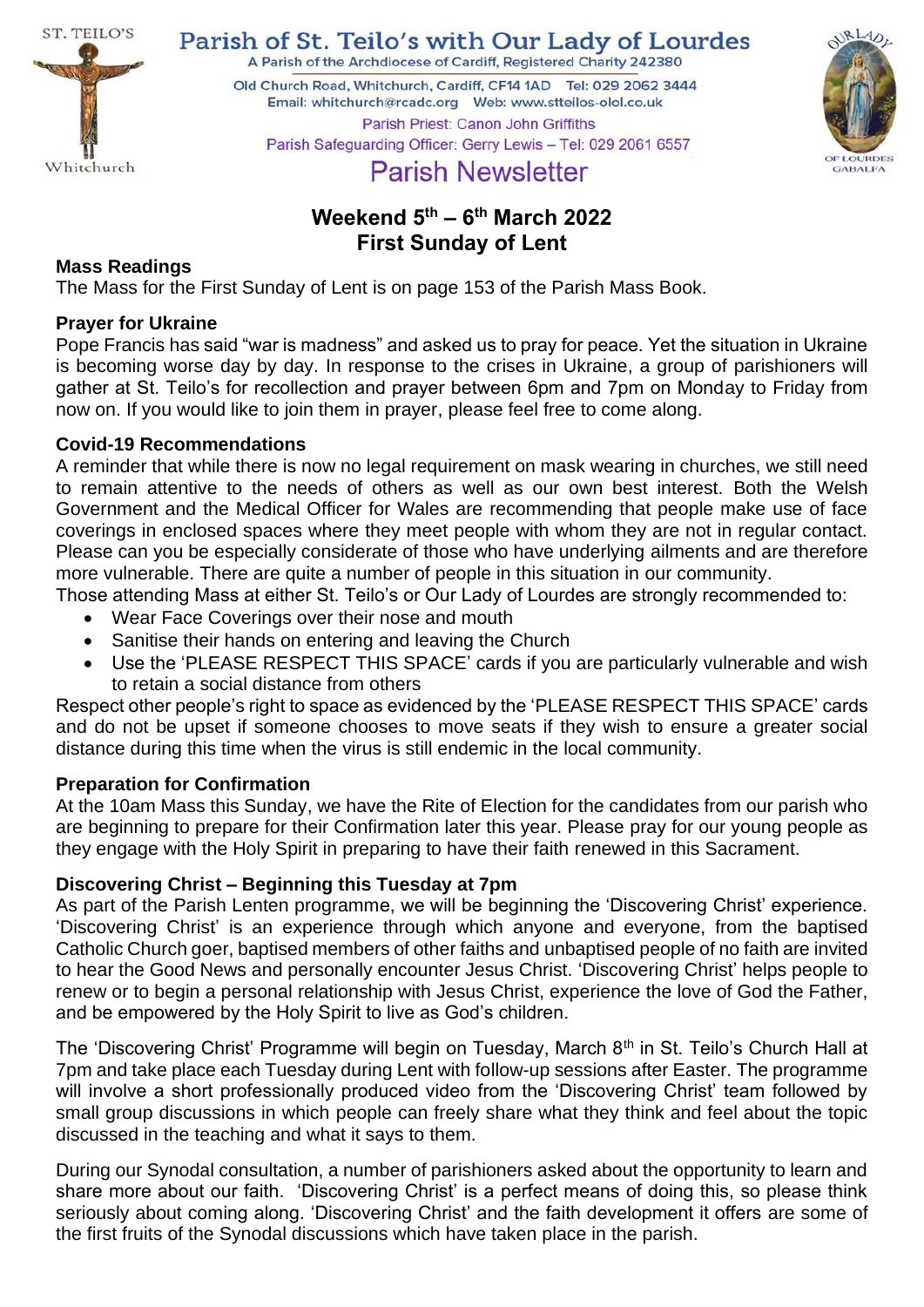ST. TEILO'S

Whitchurch

# Parish of St. Teilo's with Our Lady of Lourdes

A Parish of the Archdiocese of Cardiff, Registered Charity 242380

Old Church Road, Whitchurch, Cardiff, CF14 1AD Tel: 029 2062 3444
Email: whitchurch@rcadc.org Web: www.stteilos-olol.co.uk

Parish Priest: Canon John Griffiths
Parish Safeguarding Officer: Gerry Lewis – Tel: 029 2061 6557

OUR LADY OF LOURDES GABALFA

## Parish Newsletter

## Weekend 5th – 6th March 2022
## First Sunday of Lent

### Mass Readings

The Mass for the First Sunday of Lent is on page 153 of the Parish Mass Book.

### Prayer for Ukraine

Pope Francis has said "war is madness" and asked us to pray for peace. Yet the situation in Ukraine is becoming worse day by day. In response to the crises in Ukraine, a group of parishioners will gather at St. Teilo's for recollection and prayer between 6pm and 7pm on Monday to Friday from now on. If you would like to join them in prayer, please feel free to come along.

### Covid-19 Recommendations

A reminder that while there is now no legal requirement on mask wearing in churches, we still need to remain attentive to the needs of others as well as our own best interest. Both the Welsh Government and the Medical Officer for Wales are recommending that people make use of face coverings in enclosed spaces where they meet people with whom they are not in regular contact. Please can you be especially considerate of those who have underlying ailments and are therefore more vulnerable. There are quite a number of people in this situation in our community.

Those attending Mass at either St. Teilo's or Our Lady of Lourdes are strongly recommended to:

- Wear Face Coverings over their nose and mouth
- Sanitise their hands on entering and leaving the Church
- Use the 'PLEASE RESPECT THIS SPACE' cards if you are particularly vulnerable and wish to retain a social distance from others

Respect other people's right to space as evidenced by the 'PLEASE RESPECT THIS SPACE' cards and do not be upset if someone chooses to move seats if they wish to ensure a greater social distance during this time when the virus is still endemic in the local community.

### Preparation for Confirmation

At the 10am Mass this Sunday, we have the Rite of Election for the candidates from our parish who are beginning to prepare for their Confirmation later this year. Please pray for our young people as they engage with the Holy Spirit in preparing to have their faith renewed in this Sacrament.

### Discovering Christ – Beginning this Tuesday at 7pm

As part of the Parish Lenten programme, we will be beginning the 'Discovering Christ' experience. 'Discovering Christ' is an experience through which anyone and everyone, from the baptised Catholic Church goer, baptised members of other faiths and unbaptised people of no faith are invited to hear the Good News and personally encounter Jesus Christ. 'Discovering Christ' helps people to renew or to begin a personal relationship with Jesus Christ, experience the love of God the Father, and be empowered by the Holy Spirit to live as God's children.

The 'Discovering Christ' Programme will begin on Tuesday, March 8th in St. Teilo's Church Hall at 7pm and take place each Tuesday during Lent with follow-up sessions after Easter. The programme will involve a short professionally produced video from the 'Discovering Christ' team followed by small group discussions in which people can freely share what they think and feel about the topic discussed in the teaching and what it says to them.

During our Synodal consultation, a number of parishioners asked about the opportunity to learn and share more about our faith. 'Discovering Christ' is a perfect means of doing this, so please think seriously about coming along. 'Discovering Christ' and the faith development it offers are some of the first fruits of the Synodal discussions which have taken place in the parish.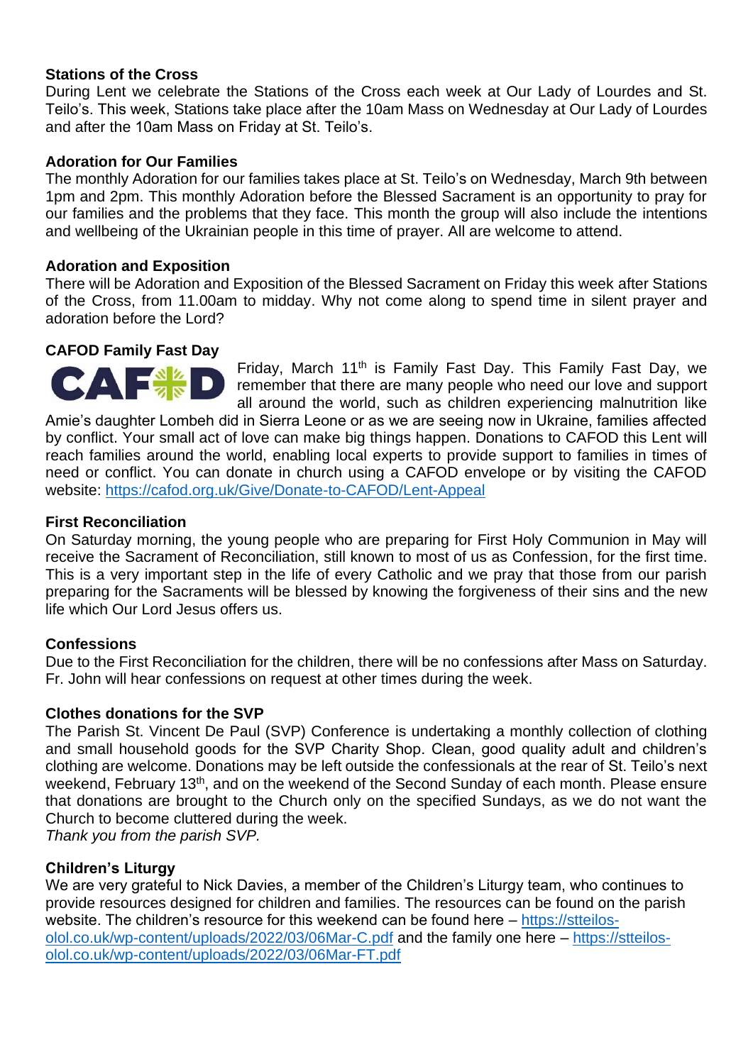**Stations of the Cross**

During Lent we celebrate the Stations of the Cross each week at Our Lady of Lourdes and St. Teilo's. This week, Stations take place after the 10am Mass on Wednesday at Our Lady of Lourdes and after the 10am Mass on Friday at St. Teilo's.

**Adoration for Our Families**

The monthly Adoration for our families takes place at St. Teilo's on Wednesday, March 9th between 1pm and 2pm. This monthly Adoration before the Blessed Sacrament is an opportunity to pray for our families and the problems that they face. This month the group will also include the intentions and wellbeing of the Ukrainian people in this time of prayer. All are welcome to attend.

**Adoration and Exposition**

There will be Adoration and Exposition of the Blessed Sacrament on Friday this week after Stations of the Cross, from 11.00am to midday. Why not come along to spend time in silent prayer and adoration before the Lord?

**CAFOD Family Fast Day**

Friday, March 11th is Family Fast Day. This Family Fast Day, we remember that there are many people who need our love and support all around the world, such as children experiencing malnutrition like Amie's daughter Lombeh did in Sierra Leone or as we are seeing now in Ukraine, families affected by conflict. Your small act of love can make big things happen. Donations to CAFOD this Lent will reach families around the world, enabling local experts to provide support to families in times of need or conflict. You can donate in church using a CAFOD envelope or by visiting the CAFOD website: https://cafod.org.uk/Give/Donate-to-CAFOD/Lent-Appeal

**First Reconciliation**

On Saturday morning, the young people who are preparing for First Holy Communion in May will receive the Sacrament of Reconciliation, still known to most of us as Confession, for the first time. This is a very important step in the life of every Catholic and we pray that those from our parish preparing for the Sacraments will be blessed by knowing the forgiveness of their sins and the new life which Our Lord Jesus offers us.

**Confessions**

Due to the First Reconciliation for the children, there will be no confessions after Mass on Saturday. Fr. John will hear confessions on request at other times during the week.

**Clothes donations for the SVP**

The Parish St. Vincent De Paul (SVP) Conference is undertaking a monthly collection of clothing and small household goods for the SVP Charity Shop. Clean, good quality adult and children's clothing are welcome. Donations may be left outside the confessionals at the rear of St. Teilo's next weekend, February 13th, and on the weekend of the Second Sunday of each month. Please ensure that donations are brought to the Church only on the specified Sundays, as we do not want the Church to become cluttered during the week.

*Thank you from the parish SVP.*

**Children's Liturgy**

We are very grateful to Nick Davies, a member of the Children's Liturgy team, who continues to provide resources designed for children and families. The resources can be found on the parish website. The children's resource for this weekend can be found here – https://stteilos-olol.co.uk/wp-content/uploads/2022/03/06Mar-C.pdf and the family one here – https://stteilos-olol.co.uk/wp-content/uploads/2022/03/06Mar-FT.pdf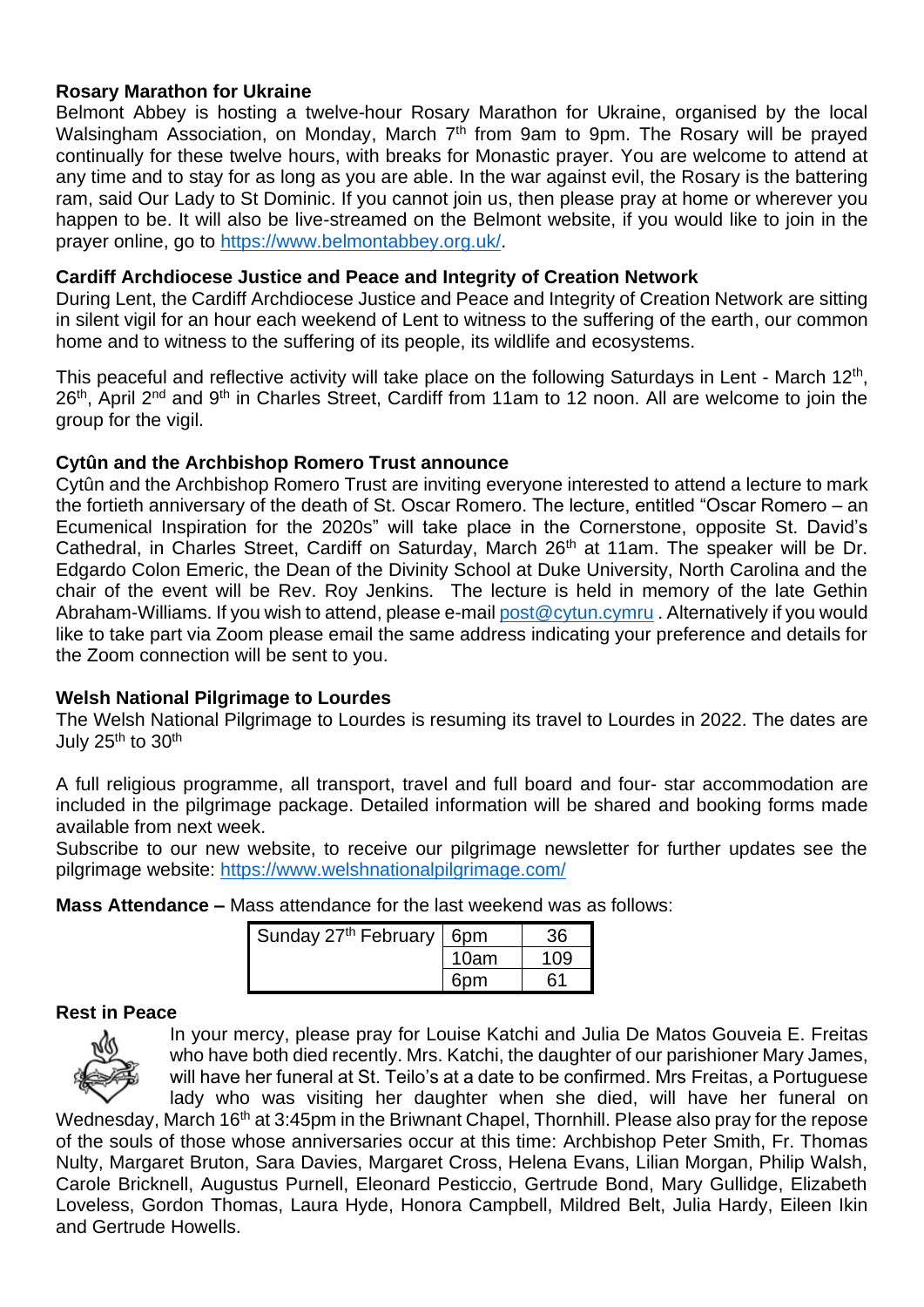**Rosary Marathon for Ukraine**

Belmont Abbey is hosting a twelve-hour Rosary Marathon for Ukraine, organised by the local Walsingham Association, on Monday, March 7th from 9am to 9pm. The Rosary will be prayed continually for these twelve hours, with breaks for Monastic prayer. You are welcome to attend at any time and to stay for as long as you are able. In the war against evil, the Rosary is the battering ram, said Our Lady to St Dominic. If you cannot join us, then please pray at home or wherever you happen to be. It will also be live-streamed on the Belmont website, if you would like to join in the prayer online, go to https://www.belmontabbey.org.uk/.

**Cardiff Archdiocese Justice and Peace and Integrity of Creation Network**

During Lent, the Cardiff Archdiocese Justice and Peace and Integrity of Creation Network are sitting in silent vigil for an hour each weekend of Lent to witness to the suffering of the earth, our common home and to witness to the suffering of its people, its wildlife and ecosystems.

This peaceful and reflective activity will take place on the following Saturdays in Lent - March 12th, 26th, April 2nd and 9th in Charles Street, Cardiff from 11am to 12 noon. All are welcome to join the group for the vigil.

**Cytûn and the Archbishop Romero Trust announce**

Cytûn and the Archbishop Romero Trust are inviting everyone interested to attend a lecture to mark the fortieth anniversary of the death of St. Oscar Romero. The lecture, entitled "Oscar Romero – an Ecumenical Inspiration for the 2020s" will take place in the Cornerstone, opposite St. David's Cathedral, in Charles Street, Cardiff on Saturday, March 26th at 11am. The speaker will be Dr. Edgardo Colon Emeric, the Dean of the Divinity School at Duke University, North Carolina and the chair of the event will be Rev. Roy Jenkins. The lecture is held in memory of the late Gethin Abraham-Williams. If you wish to attend, please e-mail post@cytun.cymru . Alternatively if you would like to take part via Zoom please email the same address indicating your preference and details for the Zoom connection will be sent to you.

**Welsh National Pilgrimage to Lourdes**

The Welsh National Pilgrimage to Lourdes is resuming its travel to Lourdes in 2022. The dates are July 25th to 30th

A full religious programme, all transport, travel and full board and four- star accommodation are included in the pilgrimage package. Detailed information will be shared and booking forms made available from next week.

Subscribe to our new website, to receive our pilgrimage newsletter for further updates see the pilgrimage website: https://www.welshnationalpilgrimage.com/

**Mass Attendance –** Mass attendance for the last weekend was as follows:

| | | |
|---|---|---|
| Sunday 27th February | 6pm | 36 |
| | 10am | 109 |
| | 6pm | 61 |

**Rest in Peace**

In your mercy, please pray for Louise Katchi and Julia De Matos Gouveia E. Freitas who have both died recently. Mrs. Katchi, the daughter of our parishioner Mary James, will have her funeral at St. Teilo's at a date to be confirmed. Mrs Freitas, a Portuguese lady who was visiting her daughter when she died, will have her funeral on Wednesday, March 16th at 3:45pm in the Briwnant Chapel, Thornhill. Please also pray for the repose of the souls of those whose anniversaries occur at this time: Archbishop Peter Smith, Fr. Thomas Nulty, Margaret Bruton, Sara Davies, Margaret Cross, Helena Evans, Lilian Morgan, Philip Walsh, Carole Bricknell, Augustus Purnell, Eleonard Pesticcio, Gertrude Bond, Mary Gullidge, Elizabeth Loveless, Gordon Thomas, Laura Hyde, Honora Campbell, Mildred Belt, Julia Hardy, Eileen Ikin and Gertrude Howells.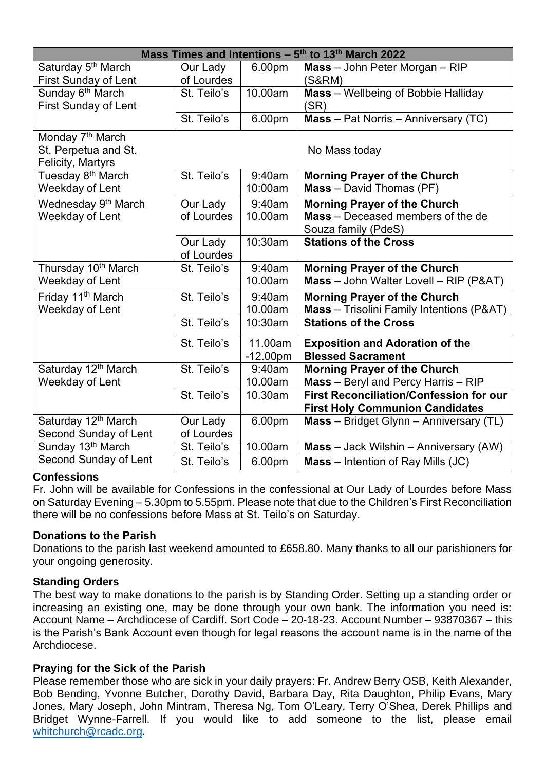| Mass Times and Intentions – 5th to 13th March 2022 | | | |
|---|---|---|---|
| Saturday 5th March<br>First Sunday of Lent | Our Lady of Lourdes | 6.00pm | **Mass** – John Peter Morgan – RIP (S&RM) |
| Sunday 6th March<br>First Sunday of Lent | St. Teilo's | 10.00am | **Mass** – Wellbeing of Bobbie Halliday (SR) |
| | St. Teilo's | 6.00pm | **Mass** – Pat Norris – Anniversary (TC) |
| Monday 7th March<br>St. Perpetua and St. Felicity, Martyrs | No Mass today | | |
| Tuesday 8th March<br>Weekday of Lent | St. Teilo's | 9:40am<br>10:00am | **Morning Prayer of the Church**<br>**Mass** – David Thomas (PF) |
| Wednesday 9th March<br>Weekday of Lent | Our Lady of Lourdes | 9:40am<br>10.00am | **Morning Prayer of the Church**<br>**Mass** – Deceased members of the de Souza family (PdeS) |
| | Our Lady of Lourdes | 10:30am | **Stations of the Cross** |
| Thursday 10th March<br>Weekday of Lent | St. Teilo's | 9:40am<br>10.00am | **Morning Prayer of the Church**<br>**Mass** – John Walter Lovell – RIP (P&AT) |
| Friday 11th March<br>Weekday of Lent | St. Teilo's | 9:40am<br>10.00am | **Morning Prayer of the Church**<br>**Mass** – Trisolini Family Intentions (P&AT) |
| | St. Teilo's | 10:30am | **Stations of the Cross** |
| | St. Teilo's | 11.00am -12.00pm | **Exposition and Adoration of the Blessed Sacrament** |
| Saturday 12th March<br>Weekday of Lent | St. Teilo's | 9:40am<br>10.00am | **Morning Prayer of the Church**<br>**Mass** – Beryl and Percy Harris – RIP |
| | St. Teilo's | 10.30am | **First Reconciliation/Confession for our First Holy Communion Candidates** |
| Saturday 12th March<br>Second Sunday of Lent | Our Lady of Lourdes | 6.00pm | **Mass** – Bridget Glynn – Anniversary (TL) |
| Sunday 13th March<br>Second Sunday of Lent | St. Teilo's | 10.00am | **Mass** – Jack Wilshin – Anniversary (AW) |
| | St. Teilo's | 6.00pm | **Mass** – Intention of Ray Mills (JC) |

**Confessions**

Fr. John will be available for Confessions in the confessional at Our Lady of Lourdes before Mass on Saturday Evening – 5.30pm to 5.55pm. Please note that due to the Children's First Reconciliation there will be no confessions before Mass at St. Teilo's on Saturday.

**Donations to the Parish**

Donations to the parish last weekend amounted to £658.80. Many thanks to all our parishioners for your ongoing generosity.

**Standing Orders**

The best way to make donations to the parish is by Standing Order. Setting up a standing order or increasing an existing one, may be done through your own bank. The information you need is: Account Name – Archdiocese of Cardiff. Sort Code – 20-18-23. Account Number – 93870367 – this is the Parish's Bank Account even though for legal reasons the account name is in the name of the Archdiocese.

**Praying for the Sick of the Parish**

Please remember those who are sick in your daily prayers: Fr. Andrew Berry OSB, Keith Alexander, Bob Bending, Yvonne Butcher, Dorothy David, Barbara Day, Rita Daughton, Philip Evans, Mary Jones, Mary Joseph, John Mintram, Theresa Ng, Tom O'Leary, Terry O'Shea, Derek Phillips and Bridget Wynne-Farrell. If you would like to add someone to the list, please email whitchurch@rcadc.org.